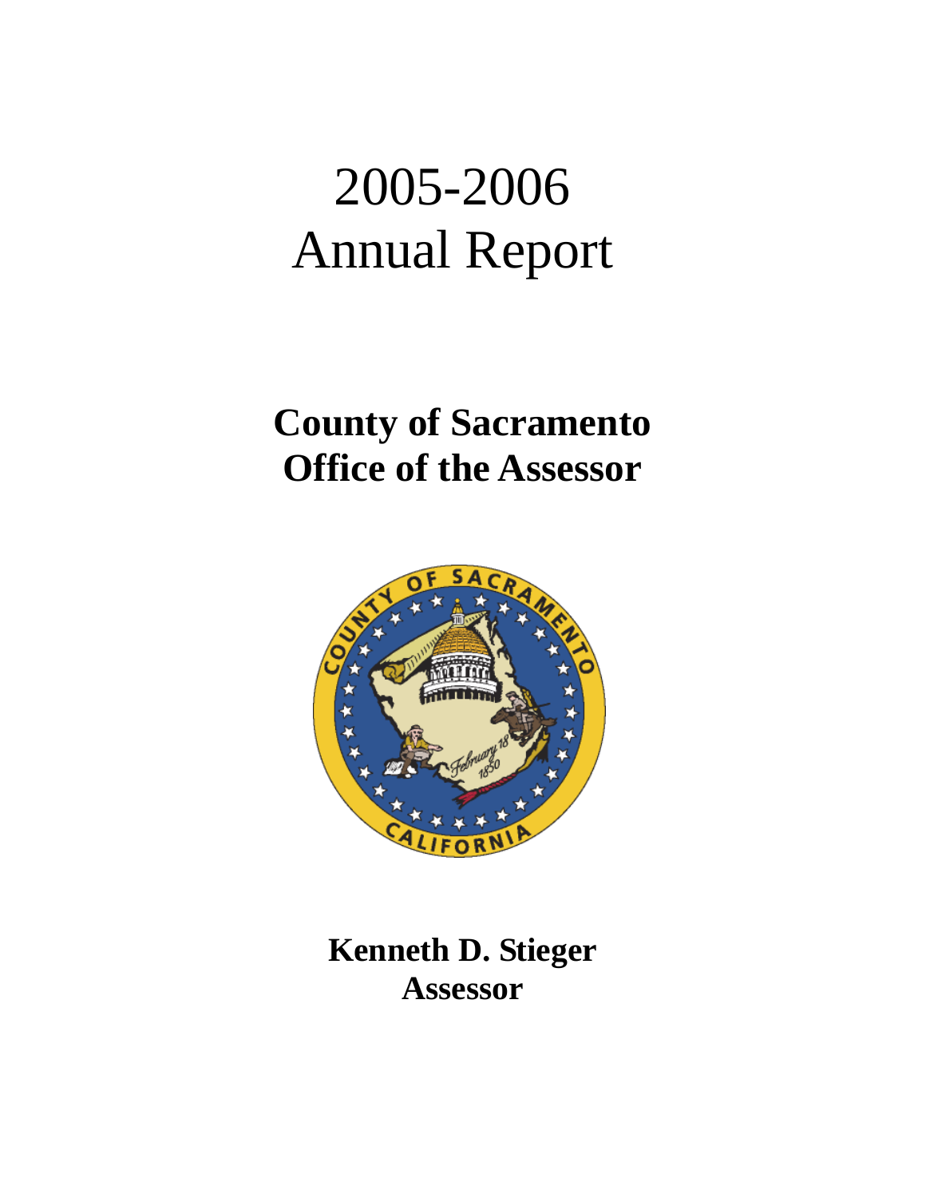# 2005-2006
# Annual Report

## County of Sacramento
## Office of the Assessor

**Kenneth D. Stieger**
**Assessor**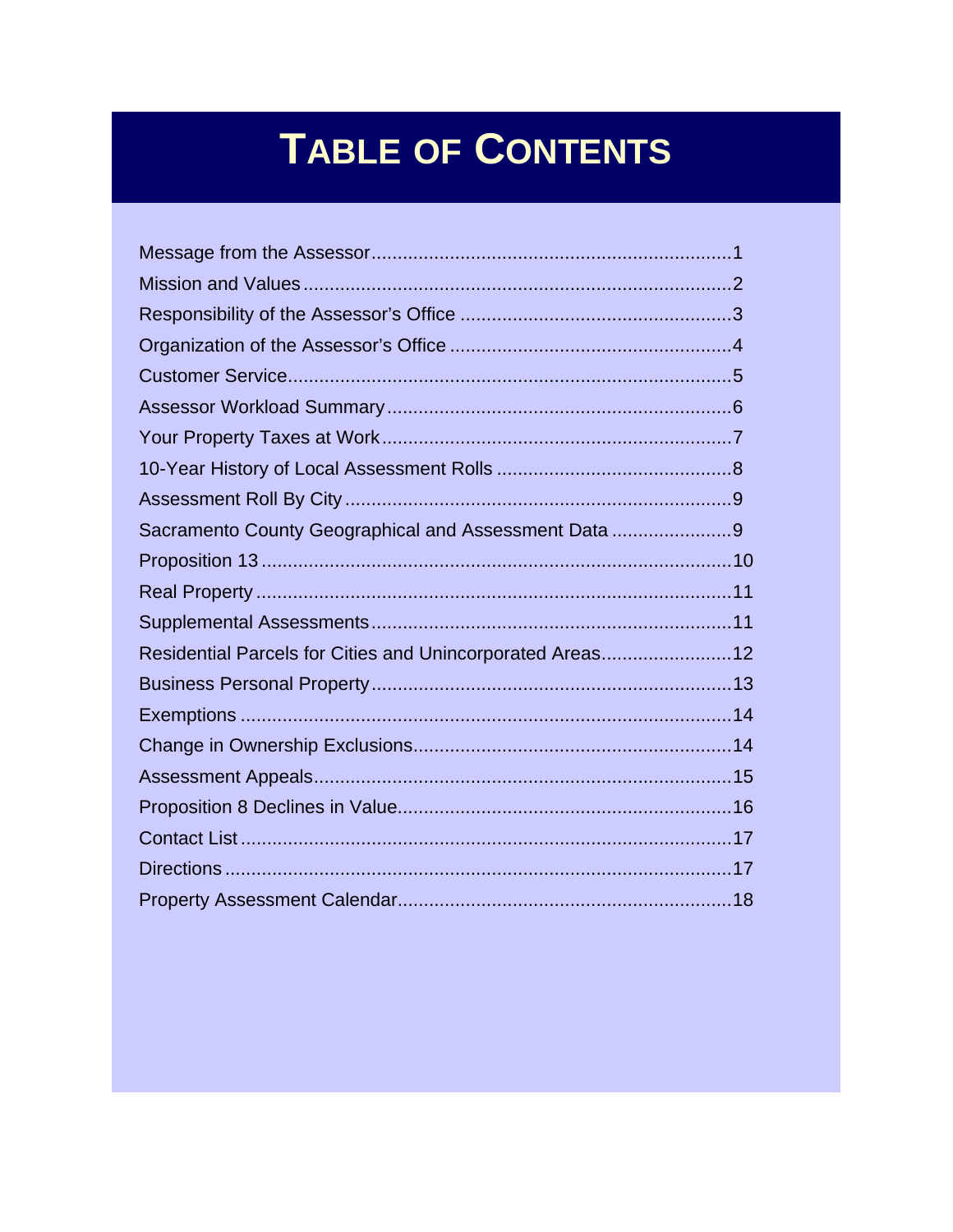# TABLE OF CONTENTS

| | |
|---|---|
| Message from the Assessor | 1 |
| Mission and Values | 2 |
| Responsibility of the Assessor's Office | 3 |
| Organization of the Assessor's Office | 4 |
| Customer Service | 5 |
| Assessor Workload Summary | 6 |
| Your Property Taxes at Work | 7 |
| 10-Year History of Local Assessment Rolls | 8 |
| Assessment Roll By City | 9 |
| Sacramento County Geographical and Assessment Data | 9 |
| Proposition 13 | 10 |
| Real Property | 11 |
| Supplemental Assessments | 11 |
| Residential Parcels for Cities and Unincorporated Areas | 12 |
| Business Personal Property | 13 |
| Exemptions | 14 |
| Change in Ownership Exclusions | 14 |
| Assessment Appeals | 15 |
| Proposition 8 Declines in Value | 16 |
| Contact List | 17 |
| Directions | 17 |
| Property Assessment Calendar | 18 |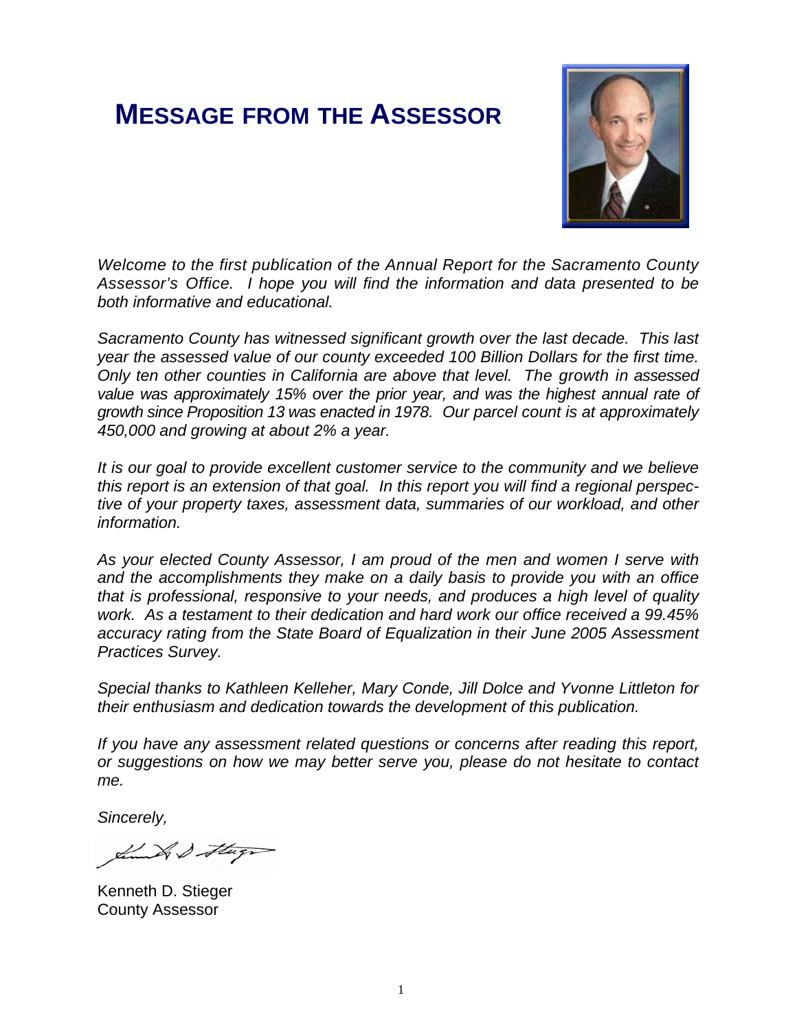# Message from the Assessor

*Welcome to the first publication of the Annual Report for the Sacramento County Assessor's Office. I hope you will find the information and data presented to be both informative and educational.*

*Sacramento County has witnessed significant growth over the last decade. This last year the assessed value of our county exceeded 100 Billion Dollars for the first time. Only ten other counties in California are above that level. The growth in assessed value was approximately 15% over the prior year, and was the highest annual rate of growth since Proposition 13 was enacted in 1978. Our parcel count is at approximately 450,000 and growing at about 2% a year.*

*It is our goal to provide excellent customer service to the community and we believe this report is an extension of that goal. In this report you will find a regional perspective of your property taxes, assessment data, summaries of our workload, and other information.*

*As your elected County Assessor, I am proud of the men and women I serve with and the accomplishments they make on a daily basis to provide you with an office that is professional, responsive to your needs, and produces a high level of quality work. As a testament to their dedication and hard work our office received a 99.45% accuracy rating from the State Board of Equalization in their June 2005 Assessment Practices Survey.*

*Special thanks to Kathleen Kelleher, Mary Conde, Jill Dolce and Yvonne Littleton for their enthusiasm and dedication towards the development of this publication.*

*If you have any assessment related questions or concerns after reading this report, or suggestions on how we may better serve you, please do not hesitate to contact me.*

*Sincerely,*

Kenneth D. Stieger
County Assessor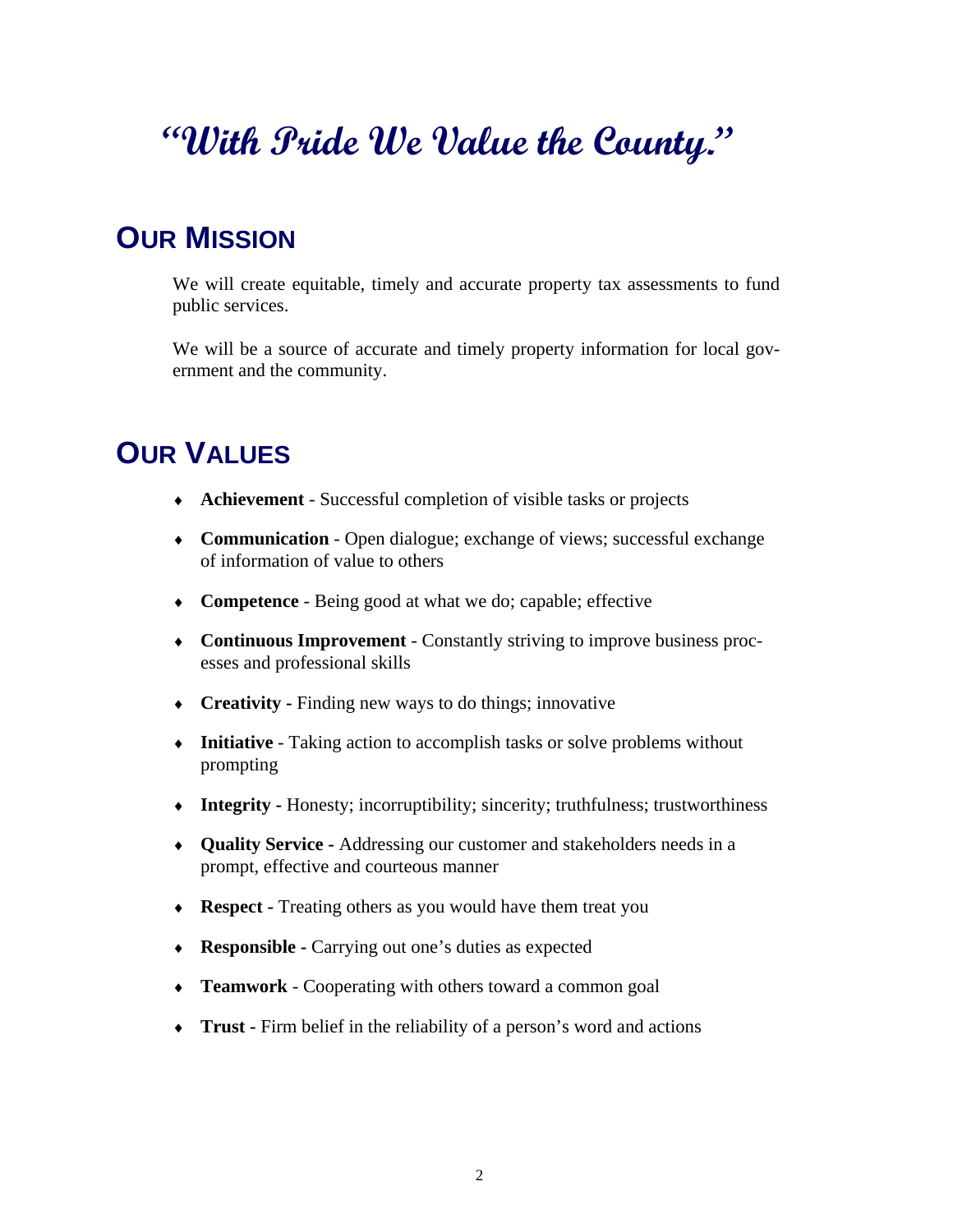# "With Pride We Value the County."

## Our Mission

We will create equitable, timely and accurate property tax assessments to fund public services.

We will be a source of accurate and timely property information for local government and the community.

## Our Values

- **Achievement** - Successful completion of visible tasks or projects
- **Communication** - Open dialogue; exchange of views; successful exchange of information of value to others
- **Competence** - Being good at what we do; capable; effective
- **Continuous Improvement** - Constantly striving to improve business processes and professional skills
- **Creativity -** Finding new ways to do things; innovative
- **Initiative** - Taking action to accomplish tasks or solve problems without prompting
- **Integrity -** Honesty; incorruptibility; sincerity; truthfulness; trustworthiness
- **Quality Service -** Addressing our customer and stakeholders needs in a prompt, effective and courteous manner
- **Respect -** Treating others as you would have them treat you
- **Responsible -** Carrying out one's duties as expected
- **Teamwork** - Cooperating with others toward a common goal
- **Trust -** Firm belief in the reliability of a person's word and actions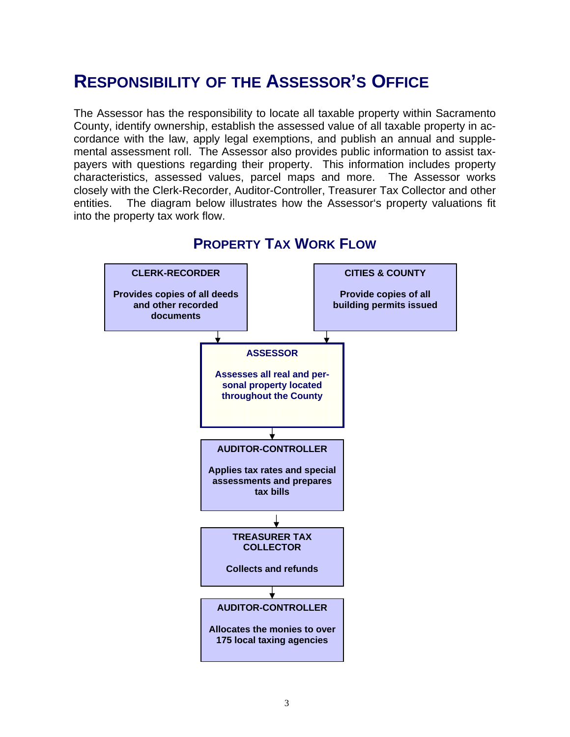# RESPONSIBILITY OF THE ASSESSOR'S OFFICE

The Assessor has the responsibility to locate all taxable property within Sacramento County, identify ownership, establish the assessed value of all taxable property in accordance with the law, apply legal exemptions, and publish an annual and supplemental assessment roll. The Assessor also provides public information to assist taxpayers with questions regarding their property. This information includes property characteristics, assessed values, parcel maps and more. The Assessor works closely with the Clerk-Recorder, Auditor-Controller, Treasurer Tax Collector and other entities. The diagram below illustrates how the Assessor's property valuations fit into the property tax work flow.

## PROPERTY TAX WORK FLOW

**CLERK-RECORDER**

**Provides copies of all deeds and other recorded documents**

**CITIES & COUNTY**

**Provide copies of all building permits issued**

↓

**ASSESSOR**

**Assesses all real and personal property located throughout the County**

↓

**AUDITOR-CONTROLLER**

**Applies tax rates and special assessments and prepares tax bills**

↓

**TREASURER TAX COLLECTOR**

**Collects and refunds**

↓

**AUDITOR-CONTROLLER**

**Allocates the monies to over 175 local taxing agencies**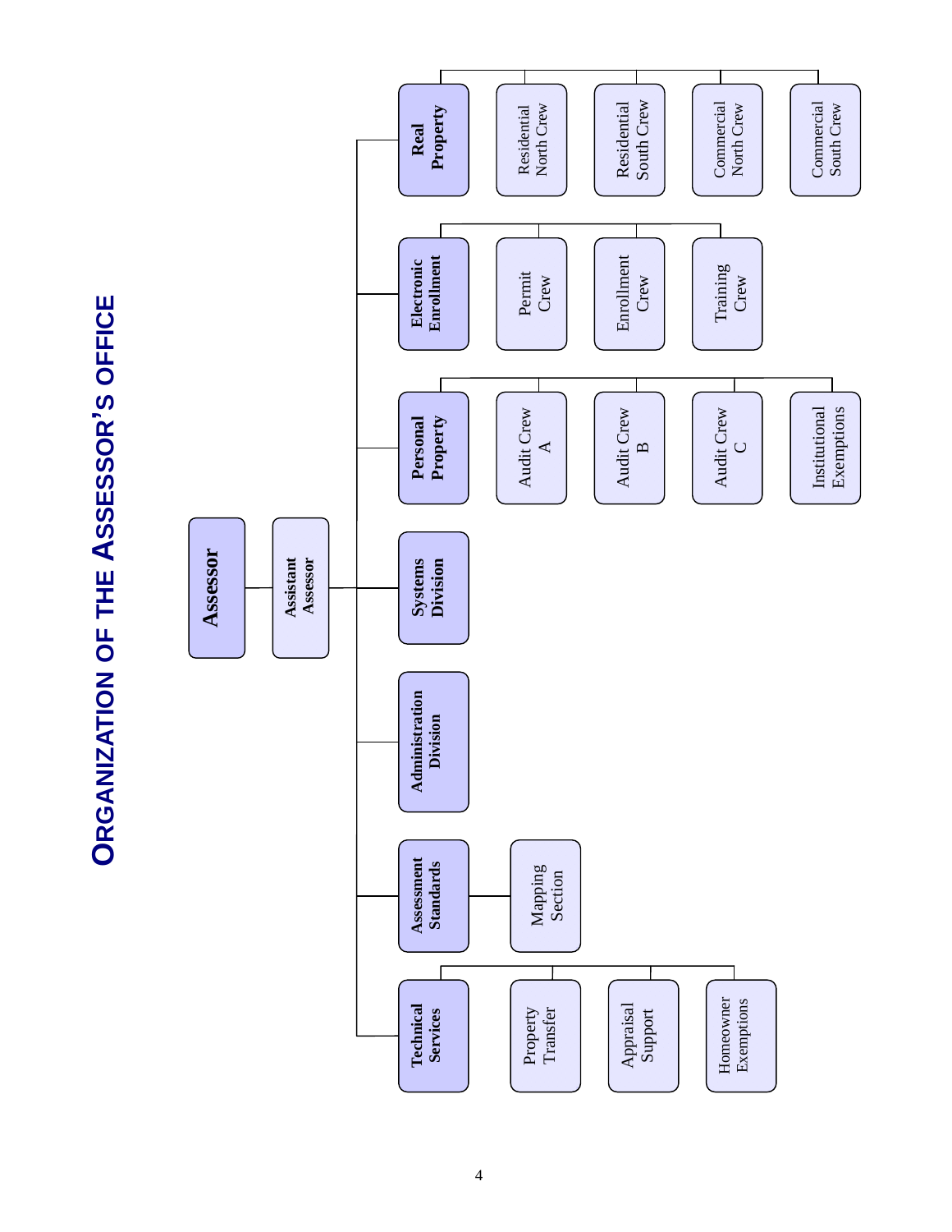# Organization of the Assessor's Office

- **Assessor**
  - **Assistant Assessor**
    - **Technical Services**
      - Property Transfer
      - Appraisal Support
      - Homeowner Exemptions
    - **Assessment Standards**
      - Mapping Section
    - **Administration Division**
    - **Systems Division**
    - **Personal Property**
      - Audit Crew A
      - Audit Crew B
      - Audit Crew C
      - Institutional Exemptions
    - **Electronic Enrollment**
      - Permit Crew
      - Enrollment Crew
      - Training Crew
    - **Real Property**
      - Residential North Crew
      - Residential South Crew
      - Commercial North Crew
      - Commercial South Crew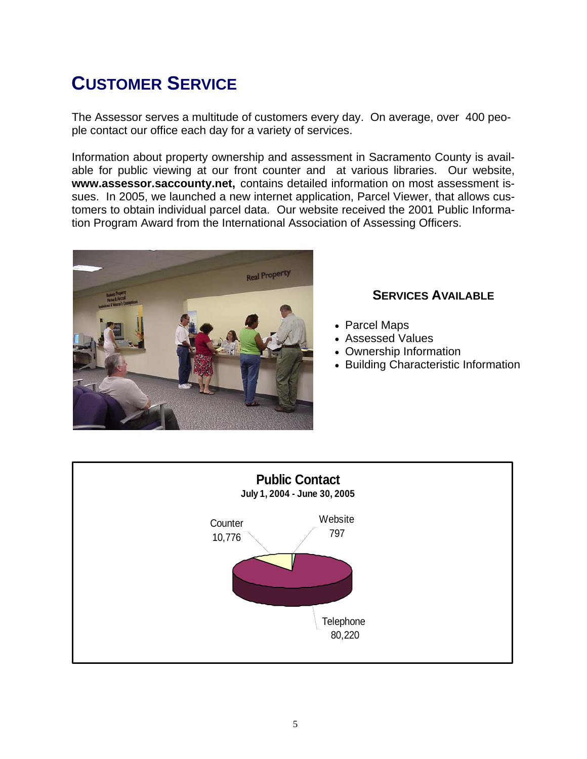# Customer Service

The Assessor serves a multitude of customers every day. On average, over 400 people contact our office each day for a variety of services.

Information about property ownership and assessment in Sacramento County is available for public viewing at our front counter and at various libraries. Our website, **www.assessor.saccounty.net,** contains detailed information on most assessment issues. In 2005, we launched a new internet application, Parcel Viewer, that allows customers to obtain individual parcel data. Our website received the 2001 Public Information Program Award from the International Association of Assessing Officers.

### Services Available

- Parcel Maps
- Assessed Values
- Ownership Information
- Building Characteristic Information

**Public Contact**
**July 1, 2004 - June 30, 2005**

| Contact Type | Count |
|---|---|
| Counter | 10,776 |
| Website | 797 |
| Telephone | 80,220 |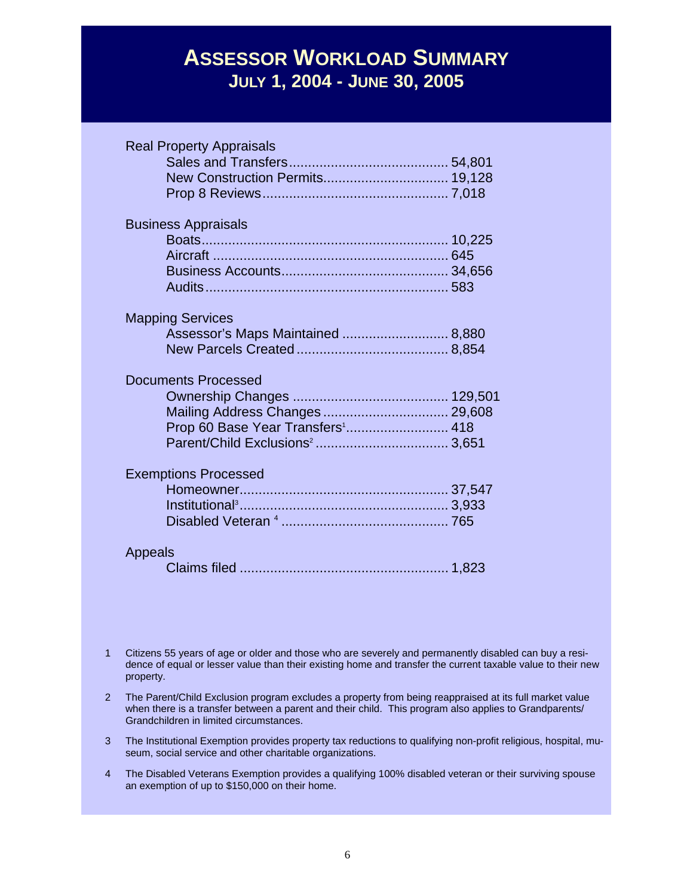# ASSESSOR WORKLOAD SUMMARY

## JULY 1, 2004 - JUNE 30, 2005

**Real Property Appraisals**

| | |
|---|---|
| Sales and Transfers | 54,801 |
| New Construction Permits | 19,128 |
| Prop 8 Reviews | 7,018 |

**Business Appraisals**

| | |
|---|---|
| Boats | 10,225 |
| Aircraft | 645 |
| Business Accounts | 34,656 |
| Audits | 583 |

**Mapping Services**

| | |
|---|---|
| Assessor's Maps Maintained | 8,880 |
| New Parcels Created | 8,854 |

**Documents Processed**

| | |
|---|---|
| Ownership Changes | 129,501 |
| Mailing Address Changes | 29,608 |
| Prop 60 Base Year Transfers[1] | 418 |
| Parent/Child Exclusions[2] | 3,651 |

**Exemptions Processed**

| | |
|---|---|
| Homeowner | 37,547 |
| Institutional[3] | 3,933 |
| Disabled Veteran [4] | 765 |

**Appeals**

| | |
|---|---|
| Claims filed | 1,823 |

1. Citizens 55 years of age or older and those who are severely and permanently disabled can buy a residence of equal or lesser value than their existing home and transfer the current taxable value to their new property.

2. The Parent/Child Exclusion program excludes a property from being reappraised at its full market value when there is a transfer between a parent and their child. This program also applies to Grandparents/Grandchildren in limited circumstances.

3. The Institutional Exemption provides property tax reductions to qualifying non-profit religious, hospital, museum, social service and other charitable organizations.

4. The Disabled Veterans Exemption provides a qualifying 100% disabled veteran or their surviving spouse an exemption of up to $150,000 on their home.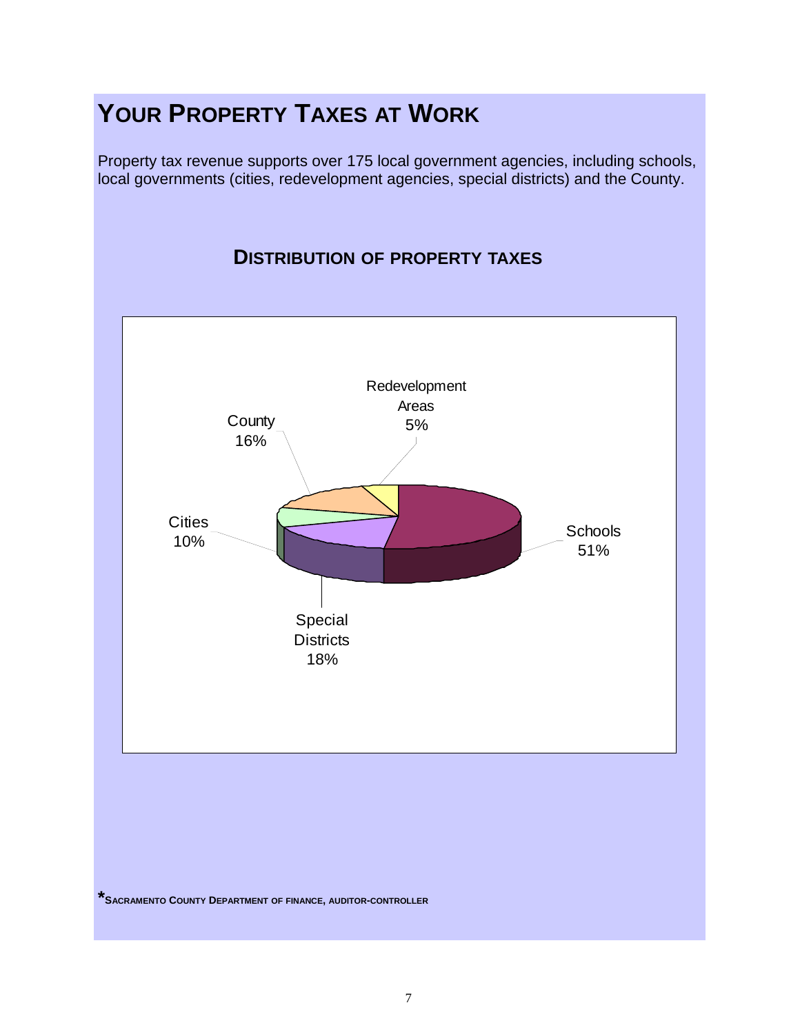# YOUR PROPERTY TAXES AT WORK

Property tax revenue supports over 175 local government agencies, including schools, local governments (cities, redevelopment agencies, special districts) and the County.

## DISTRIBUTION OF PROPERTY TAXES

Redevelopment Areas 5%

County 16%

Cities 10%

Schools 51%

Special Districts 18%

***SACRAMENTO COUNTY DEPARTMENT OF FINANCE, AUDITOR-CONTROLLER**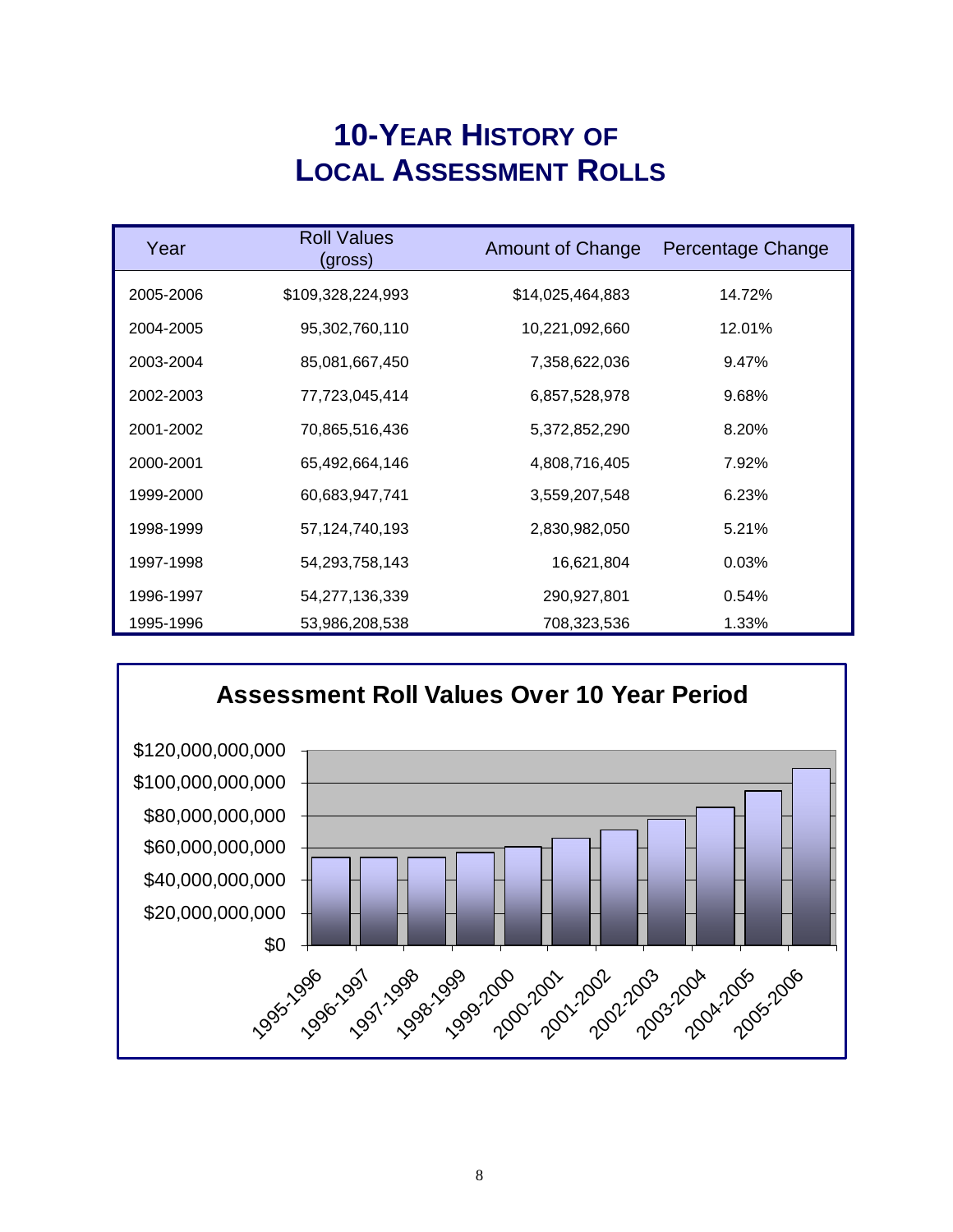# 10-YEAR HISTORY OF LOCAL ASSESSMENT ROLLS

| Year | Roll Values (gross) | Amount of Change | Percentage Change |
|---|---|---|---|
| 2005-2006 | $109,328,224,993 | $14,025,464,883 | 14.72% |
| 2004-2005 | 95,302,760,110 | 10,221,092,660 | 12.01% |
| 2003-2004 | 85,081,667,450 | 7,358,622,036 | 9.47% |
| 2002-2003 | 77,723,045,414 | 6,857,528,978 | 9.68% |
| 2001-2002 | 70,865,516,436 | 5,372,852,290 | 8.20% |
| 2000-2001 | 65,492,664,146 | 4,808,716,405 | 7.92% |
| 1999-2000 | 60,683,947,741 | 3,559,207,548 | 6.23% |
| 1998-1999 | 57,124,740,193 | 2,830,982,050 | 5.21% |
| 1997-1998 | 54,293,758,143 | 16,621,804 | 0.03% |
| 1996-1997 | 54,277,136,339 | 290,927,801 | 0.54% |
| 1995-1996 | 53,986,208,538 | 708,323,536 | 1.33% |

**Assessment Roll Values Over 10 Year Period**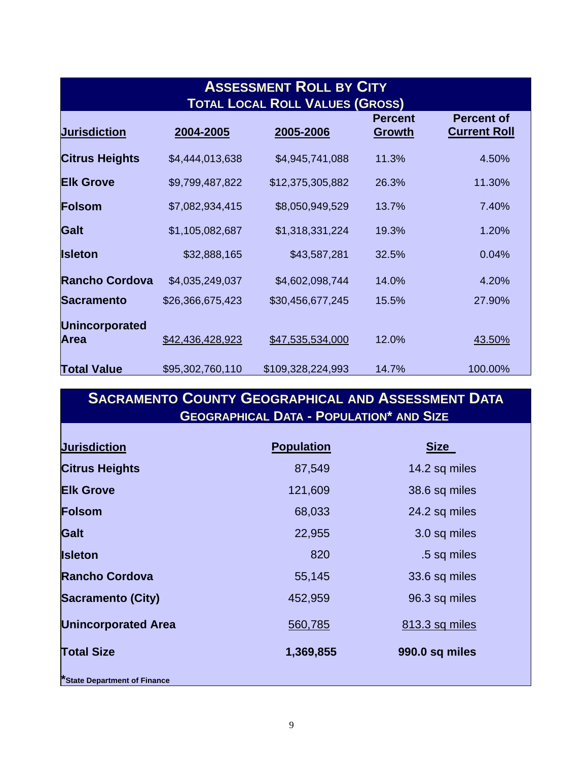## Assessment Roll by City
### Total Local Roll Values (Gross)

| Jurisdiction | 2004-2005 | 2005-2006 | Percent Growth | Percent of Current Roll |
|---|---|---|---|---|
| **Citrus Heights** | $4,444,013,638 | $4,945,741,088 | 11.3% | 4.50% |
| **Elk Grove** | $9,799,487,822 | $12,375,305,882 | 26.3% | 11.30% |
| **Folsom** | $7,082,934,415 | $8,050,949,529 | 13.7% | 7.40% |
| **Galt** | $1,105,082,687 | $1,318,331,224 | 19.3% | 1.20% |
| **Isleton** | $32,888,165 | $43,587,281 | 32.5% | 0.04% |
| **Rancho Cordova** | $4,035,249,037 | $4,602,098,744 | 14.0% | 4.20% |
| **Sacramento** | $26,366,675,423 | $30,456,677,245 | 15.5% | 27.90% |
| **Unincorporated Area** | $42,436,428,923 | $47,535,534,000 | 12.0% | 43.50% |
| **Total Value** | $95,302,760,110 | $109,328,224,993 | 14.7% | 100.00% |

## Sacramento County Geographical and Assessment Data
### Geographical Data - Population* and Size

| Jurisdiction | Population | Size |
|---|---|---|
| **Citrus Heights** | 87,549 | 14.2 sq miles |
| **Elk Grove** | 121,609 | 38.6 sq miles |
| **Folsom** | 68,033 | 24.2 sq miles |
| **Galt** | 22,955 | 3.0 sq miles |
| **Isleton** | 820 | .5 sq miles |
| **Rancho Cordova** | 55,145 | 33.6 sq miles |
| **Sacramento (City)** | 452,959 | 96.3 sq miles |
| **Unincorporated Area** | 560,785 | 813.3 sq miles |
| **Total Size** | **1,369,855** | **990.0 sq miles** |

***State Department of Finance**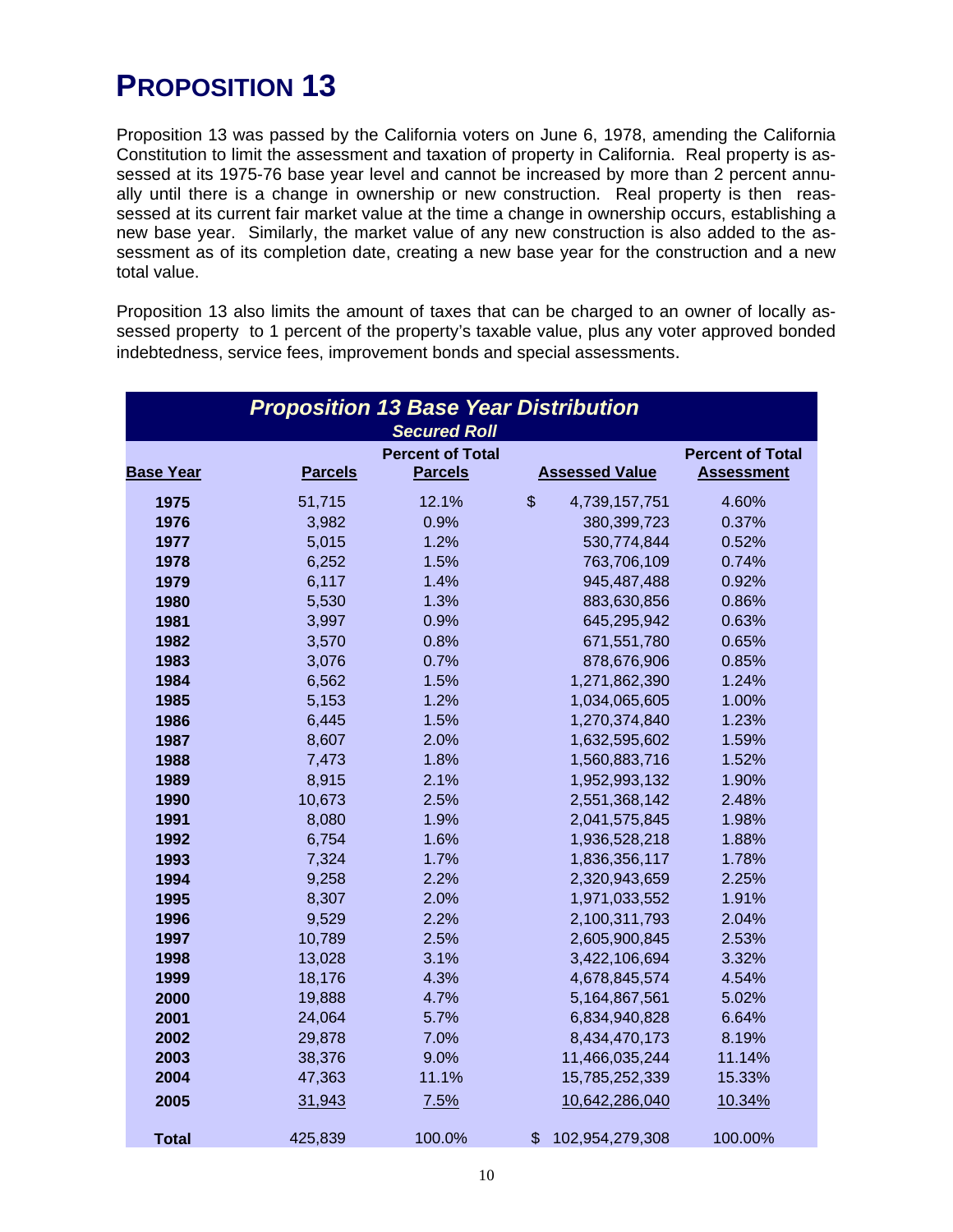# PROPOSITION 13

Proposition 13 was passed by the California voters on June 6, 1978, amending the California Constitution to limit the assessment and taxation of property in California. Real property is assessed at its 1975-76 base year level and cannot be increased by more than 2 percent annually until there is a change in ownership or new construction. Real property is then reassessed at its current fair market value at the time a change in ownership occurs, establishing a new base year. Similarly, the market value of any new construction is also added to the assessment as of its completion date, creating a new base year for the construction and a new total value.

Proposition 13 also limits the amount of taxes that can be charged to an owner of locally assessed property to 1 percent of the property's taxable value, plus any voter approved bonded indebtedness, service fees, improvement bonds and special assessments.

***Proposition 13 Base Year Distribution***

***Secured Roll***

| Base Year | Parcels | Percent of Total Parcels | Assessed Value | Percent of Total Assessment |
|---|---|---|---|---|
| **1975** | 51,715 | 12.1% | $ 4,739,157,751 | 4.60% |
| **1976** | 3,982 | 0.9% | 380,399,723 | 0.37% |
| **1977** | 5,015 | 1.2% | 530,774,844 | 0.52% |
| **1978** | 6,252 | 1.5% | 763,706,109 | 0.74% |
| **1979** | 6,117 | 1.4% | 945,487,488 | 0.92% |
| **1980** | 5,530 | 1.3% | 883,630,856 | 0.86% |
| **1981** | 3,997 | 0.9% | 645,295,942 | 0.63% |
| **1982** | 3,570 | 0.8% | 671,551,780 | 0.65% |
| **1983** | 3,076 | 0.7% | 878,676,906 | 0.85% |
| **1984** | 6,562 | 1.5% | 1,271,862,390 | 1.24% |
| **1985** | 5,153 | 1.2% | 1,034,065,605 | 1.00% |
| **1986** | 6,445 | 1.5% | 1,270,374,840 | 1.23% |
| **1987** | 8,607 | 2.0% | 1,632,595,602 | 1.59% |
| **1988** | 7,473 | 1.8% | 1,560,883,716 | 1.52% |
| **1989** | 8,915 | 2.1% | 1,952,993,132 | 1.90% |
| **1990** | 10,673 | 2.5% | 2,551,368,142 | 2.48% |
| **1991** | 8,080 | 1.9% | 2,041,575,845 | 1.98% |
| **1992** | 6,754 | 1.6% | 1,936,528,218 | 1.88% |
| **1993** | 7,324 | 1.7% | 1,836,356,117 | 1.78% |
| **1994** | 9,258 | 2.2% | 2,320,943,659 | 2.25% |
| **1995** | 8,307 | 2.0% | 1,971,033,552 | 1.91% |
| **1996** | 9,529 | 2.2% | 2,100,311,793 | 2.04% |
| **1997** | 10,789 | 2.5% | 2,605,900,845 | 2.53% |
| **1998** | 13,028 | 3.1% | 3,422,106,694 | 3.32% |
| **1999** | 18,176 | 4.3% | 4,678,845,574 | 4.54% |
| **2000** | 19,888 | 4.7% | 5,164,867,561 | 5.02% |
| **2001** | 24,064 | 5.7% | 6,834,940,828 | 6.64% |
| **2002** | 29,878 | 7.0% | 8,434,470,173 | 8.19% |
| **2003** | 38,376 | 9.0% | 11,466,035,244 | 11.14% |
| **2004** | 47,363 | 11.1% | 15,785,252,339 | 15.33% |
| **2005** | 31,943 | 7.5% | 10,642,286,040 | 10.34% |
| **Total** | 425,839 | 100.0% | $ 102,954,279,308 | 100.00% |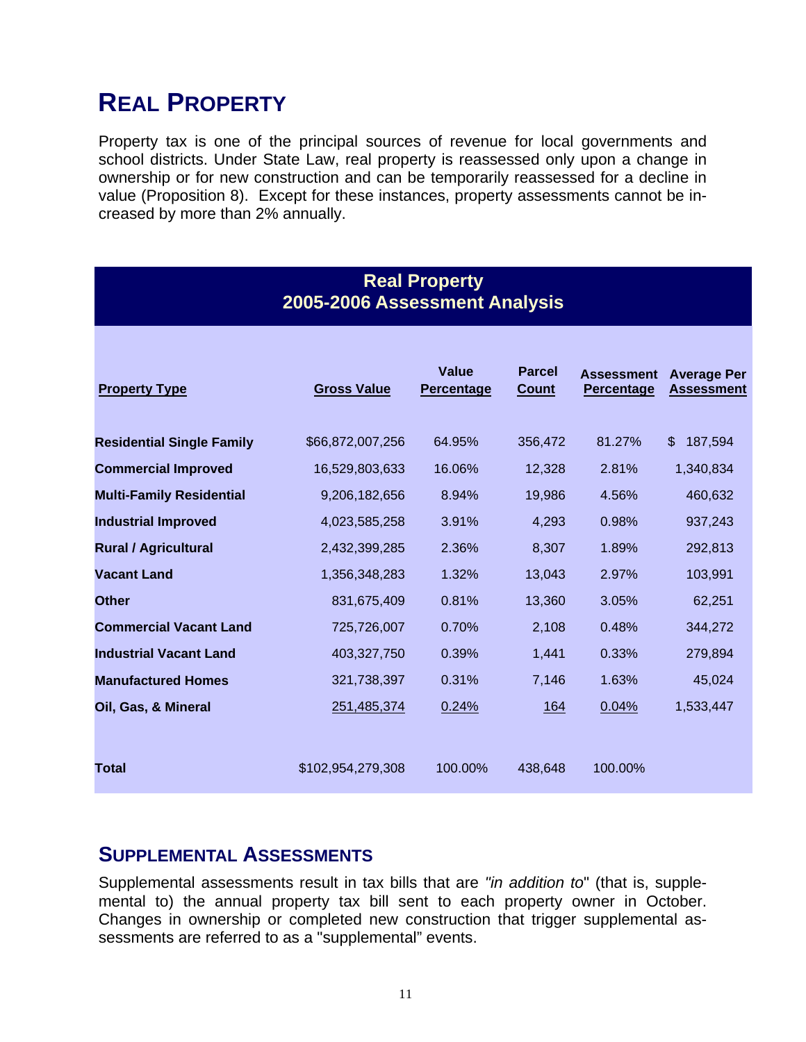# REAL PROPERTY

Property tax is one of the principal sources of revenue for local governments and school districts. Under State Law, real property is reassessed only upon a change in ownership or for new construction and can be temporarily reassessed for a decline in value (Proposition 8). Except for these instances, property assessments cannot be increased by more than 2% annually.

**Real Property**
**2005-2006 Assessment Analysis**

| Property Type | Gross Value | Value Percentage | Parcel Count | Assessment Percentage | Average Per Assessment |
|---|---|---|---|---|---|
| **Residential Single Family** | $66,872,007,256 | 64.95% | 356,472 | 81.27% | $ 187,594 |
| **Commercial Improved** | 16,529,803,633 | 16.06% | 12,328 | 2.81% | 1,340,834 |
| **Multi-Family Residential** | 9,206,182,656 | 8.94% | 19,986 | 4.56% | 460,632 |
| **Industrial Improved** | 4,023,585,258 | 3.91% | 4,293 | 0.98% | 937,243 |
| **Rural / Agricultural** | 2,432,399,285 | 2.36% | 8,307 | 1.89% | 292,813 |
| **Vacant Land** | 1,356,348,283 | 1.32% | 13,043 | 2.97% | 103,991 |
| **Other** | 831,675,409 | 0.81% | 13,360 | 3.05% | 62,251 |
| **Commercial Vacant Land** | 725,726,007 | 0.70% | 2,108 | 0.48% | 344,272 |
| **Industrial Vacant Land** | 403,327,750 | 0.39% | 1,441 | 0.33% | 279,894 |
| **Manufactured Homes** | 321,738,397 | 0.31% | 7,146 | 1.63% | 45,024 |
| **Oil, Gas, & Mineral** | 251,485,374 | 0.24% | 164 | 0.04% | 1,533,447 |
| **Total** | $102,954,279,308 | 100.00% | 438,648 | 100.00% | |

## SUPPLEMENTAL ASSESSMENTS

Supplemental assessments result in tax bills that are *"in addition to*" (that is, supplemental to) the annual property tax bill sent to each property owner in October. Changes in ownership or completed new construction that trigger supplemental assessments are referred to as a "supplemental" events.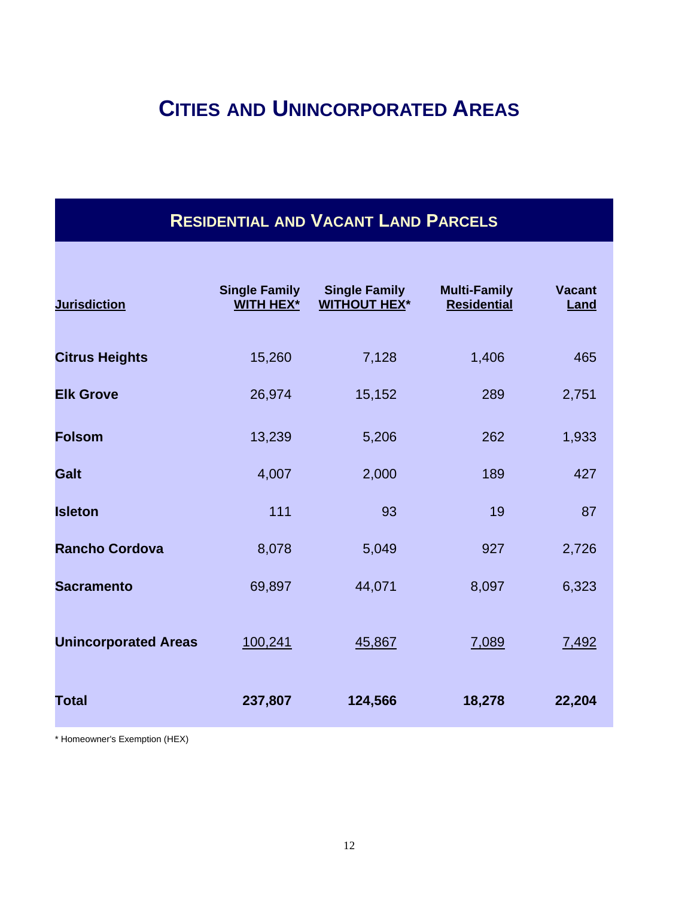# CITIES AND UNINCORPORATED AREAS

## RESIDENTIAL AND VACANT LAND PARCELS

| Jurisdiction | Single Family WITH HEX* | Single Family WITHOUT HEX* | Multi-Family Residential | Vacant Land |
|---|---|---|---|---|
| **Citrus Heights** | 15,260 | 7,128 | 1,406 | 465 |
| **Elk Grove** | 26,974 | 15,152 | 289 | 2,751 |
| **Folsom** | 13,239 | 5,206 | 262 | 1,933 |
| **Galt** | 4,007 | 2,000 | 189 | 427 |
| **Isleton** | 111 | 93 | 19 | 87 |
| **Rancho Cordova** | 8,078 | 5,049 | 927 | 2,726 |
| **Sacramento** | 69,897 | 44,071 | 8,097 | 6,323 |
| **Unincorporated Areas** | 100,241 | 45,867 | 7,089 | 7,492 |
| **Total** | **237,807** | **124,566** | **18,278** | **22,204** |

* Homeowner's Exemption (HEX)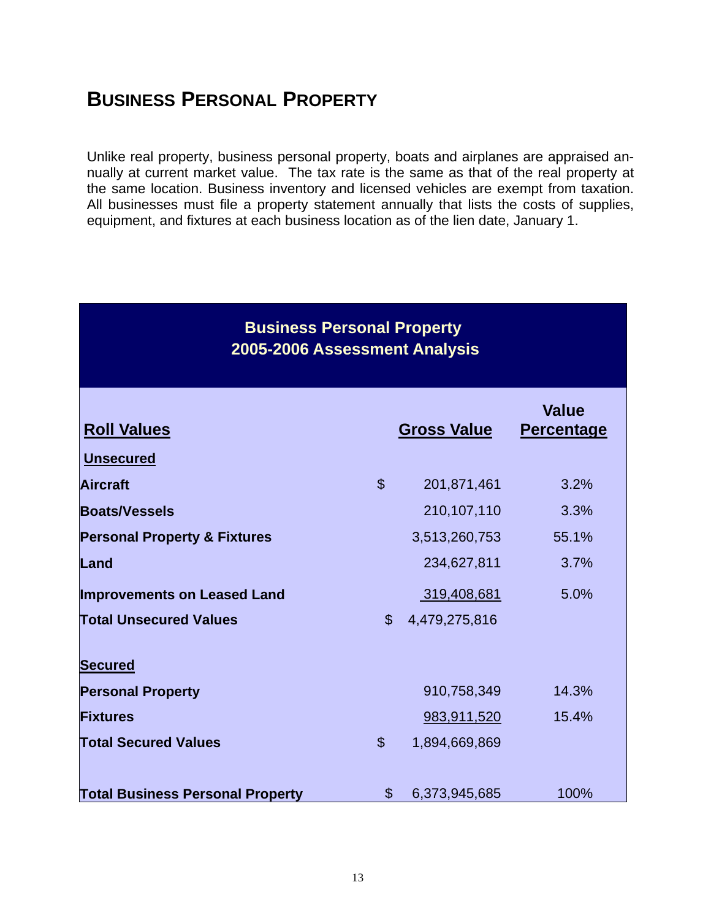## BUSINESS PERSONAL PROPERTY

Unlike real property, business personal property, boats and airplanes are appraised annually at current market value. The tax rate is the same as that of the real property at the same location. Business inventory and licensed vehicles are exempt from taxation. All businesses must file a property statement annually that lists the costs of supplies, equipment, and fixtures at each business location as of the lien date, January 1.

**Business Personal Property**
**2005-2006 Assessment Analysis**

| Roll Values | | Gross Value | Value Percentage |
|---|---|---|---|
| **Unsecured** | | | |
| **Aircraft** | $ | 201,871,461 | 3.2% |
| **Boats/Vessels** | | 210,107,110 | 3.3% |
| **Personal Property & Fixtures** | | 3,513,260,753 | 55.1% |
| **Land** | | 234,627,811 | 3.7% |
| **Improvements on Leased Land** | | 319,408,681 | 5.0% |
| **Total Unsecured Values** | $ | 4,479,275,816 | |
| **Secured** | | | |
| **Personal Property** | | 910,758,349 | 14.3% |
| **Fixtures** | | 983,911,520 | 15.4% |
| **Total Secured Values** | $ | 1,894,669,869 | |
| **Total Business Personal Property** | $ | 6,373,945,685 | 100% |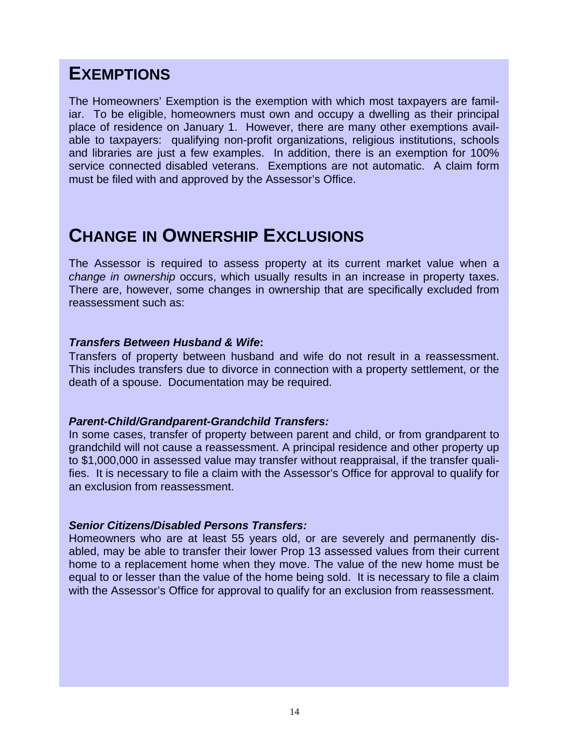## EXEMPTIONS

The Homeowners' Exemption is the exemption with which most taxpayers are familiar. To be eligible, homeowners must own and occupy a dwelling as their principal place of residence on January 1. However, there are many other exemptions available to taxpayers: qualifying non-profit organizations, religious institutions, schools and libraries are just a few examples. In addition, there is an exemption for 100% service connected disabled veterans. Exemptions are not automatic. A claim form must be filed with and approved by the Assessor's Office.

## CHANGE IN OWNERSHIP EXCLUSIONS

The Assessor is required to assess property at its current market value when a *change in ownership* occurs, which usually results in an increase in property taxes. There are, however, some changes in ownership that are specifically excluded from reassessment such as:

***Transfers Between Husband & Wife*:**
Transfers of property between husband and wife do not result in a reassessment. This includes transfers due to divorce in connection with a property settlement, or the death of a spouse. Documentation may be required.

***Parent-Child/Grandparent-Grandchild Transfers:***
In some cases, transfer of property between parent and child, or from grandparent to grandchild will not cause a reassessment. A principal residence and other property up to $1,000,000 in assessed value may transfer without reappraisal, if the transfer qualifies. It is necessary to file a claim with the Assessor's Office for approval to qualify for an exclusion from reassessment.

***Senior Citizens/Disabled Persons Transfers:***
Homeowners who are at least 55 years old, or are severely and permanently disabled, may be able to transfer their lower Prop 13 assessed values from their current home to a replacement home when they move. The value of the new home must be equal to or lesser than the value of the home being sold. It is necessary to file a claim with the Assessor's Office for approval to qualify for an exclusion from reassessment.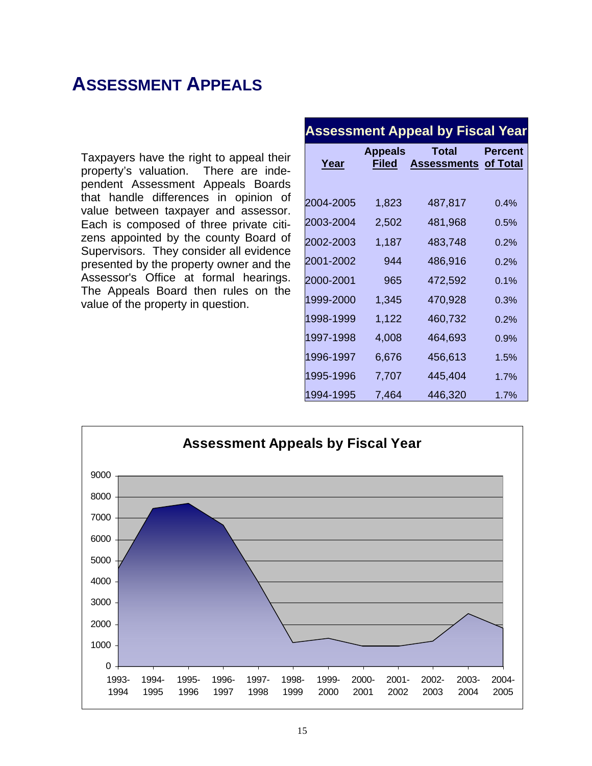# ASSESSMENT APPEALS

Taxpayers have the right to appeal their property's valuation. There are independent Assessment Appeals Boards that handle differences in opinion of value between taxpayer and assessor. Each is composed of three private citizens appointed by the county Board of Supervisors. They consider all evidence presented by the property owner and the Assessor's Office at formal hearings. The Appeals Board then rules on the value of the property in question.

**Assessment Appeal by Fiscal Year**

| Year | Appeals Filed | Total Assessments | Percent of Total |
|---|---|---|---|
| 2004-2005 | 1,823 | 487,817 | 0.4% |
| 2003-2004 | 2,502 | 481,968 | 0.5% |
| 2002-2003 | 1,187 | 483,748 | 0.2% |
| 2001-2002 | 944 | 486,916 | 0.2% |
| 2000-2001 | 965 | 472,592 | 0.1% |
| 1999-2000 | 1,345 | 470,928 | 0.3% |
| 1998-1999 | 1,122 | 460,732 | 0.2% |
| 1997-1998 | 4,008 | 464,693 | 0.9% |
| 1996-1997 | 6,676 | 456,613 | 1.5% |
| 1995-1996 | 7,707 | 445,404 | 1.7% |
| 1994-1995 | 7,464 | 446,320 | 1.7% |

**Assessment Appeals by Fiscal Year**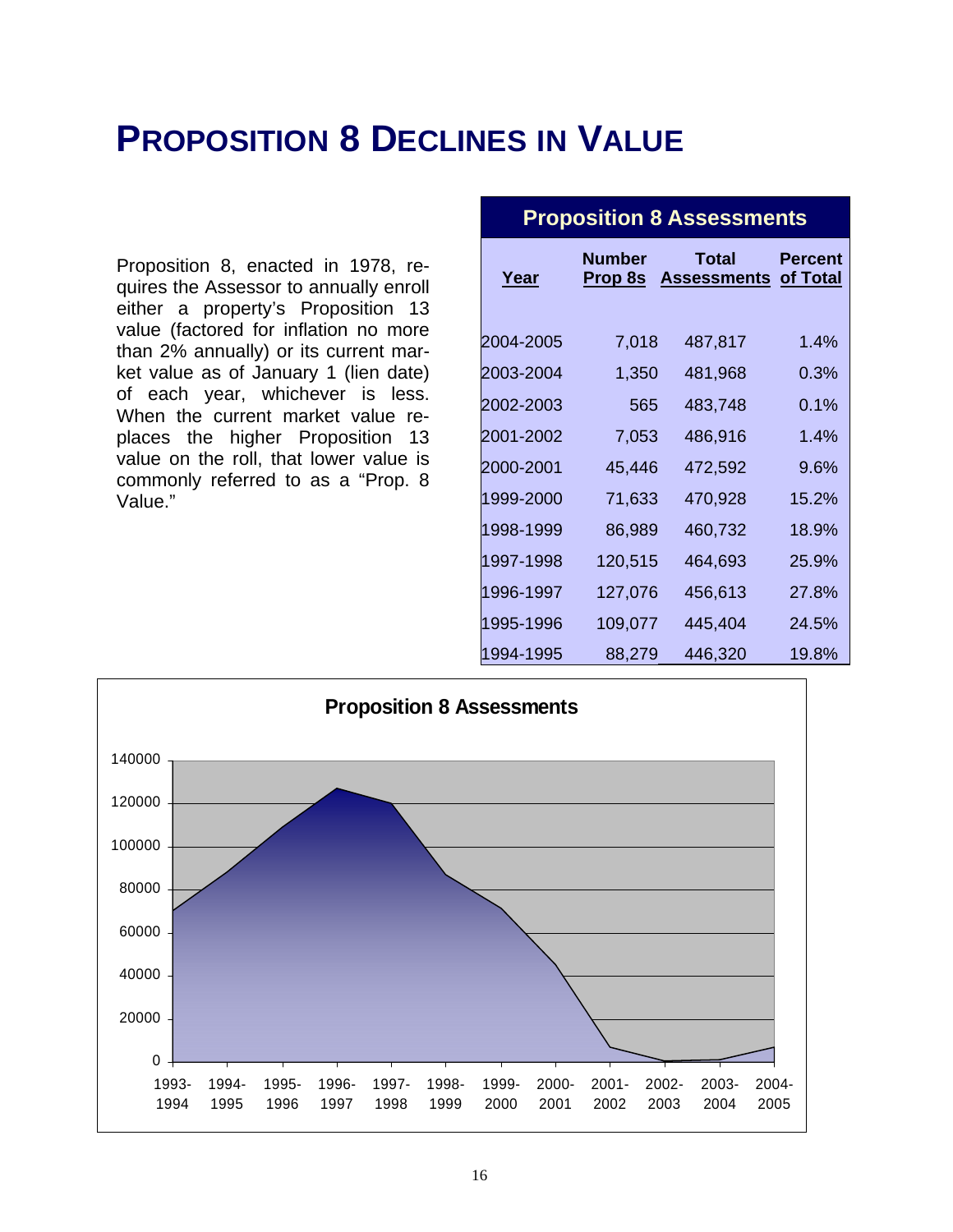# PROPOSITION 8 DECLINES IN VALUE

Proposition 8, enacted in 1978, requires the Assessor to annually enroll either a property's Proposition 13 value (factored for inflation no more than 2% annually) or its current market value as of January 1 (lien date) of each year, whichever is less. When the current market value replaces the higher Proposition 13 value on the roll, that lower value is commonly referred to as a "Prop. 8 Value."

**Proposition 8 Assessments**

| Year | Number Prop 8s | Total Assessments | Percent of Total |
|---|---|---|---|
| 2004-2005 | 7,018 | 487,817 | 1.4% |
| 2003-2004 | 1,350 | 481,968 | 0.3% |
| 2002-2003 | 565 | 483,748 | 0.1% |
| 2001-2002 | 7,053 | 486,916 | 1.4% |
| 2000-2001 | 45,446 | 472,592 | 9.6% |
| 1999-2000 | 71,633 | 470,928 | 15.2% |
| 1998-1999 | 86,989 | 460,732 | 18.9% |
| 1997-1998 | 120,515 | 464,693 | 25.9% |
| 1996-1997 | 127,076 | 456,613 | 27.8% |
| 1995-1996 | 109,077 | 445,404 | 24.5% |
| 1994-1995 | 88,279 | 446,320 | 19.8% |

**Proposition 8 Assessments**

(Area chart of number of Proposition 8 assessments by year, 1993-1994 through 2004-2005; y-axis 0 to 140000.)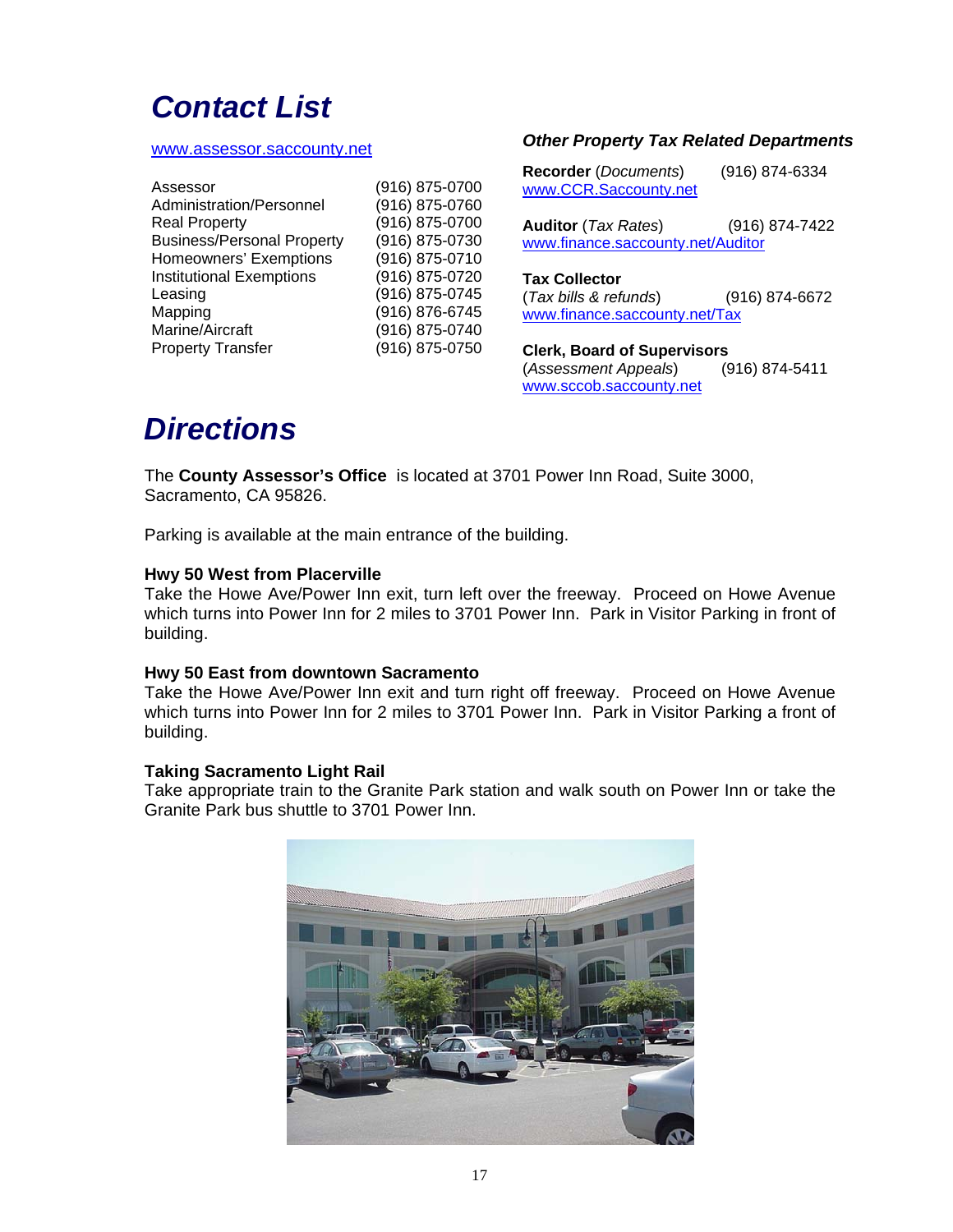# Contact List

www.assessor.saccounty.net

| | |
|---|---|
| Assessor | (916) 875-0700 |
| Administration/Personnel | (916) 875-0760 |
| Real Property | (916) 875-0700 |
| Business/Personal Property | (916) 875-0730 |
| Homeowners' Exemptions | (916) 875-0710 |
| Institutional Exemptions | (916) 875-0720 |
| Leasing | (916) 875-0745 |
| Mapping | (916) 876-6745 |
| Marine/Aircraft | (916) 875-0740 |
| Property Transfer | (916) 875-0750 |

### *Other Property Tax Related Departments*

**Recorder** (*Documents*) (916) 874-6334
www.CCR.Saccounty.net

**Auditor** (*Tax Rates*) (916) 874-7422
www.finance.saccounty.net/Auditor

**Tax Collector**
(*Tax bills & refunds*) (916) 874-6672
www.finance.saccounty.net/Tax

**Clerk, Board of Supervisors**
(*Assessment Appeals*) (916) 874-5411
www.sccob.saccounty.net

# Directions

The **County Assessor's Office** is located at 3701 Power Inn Road, Suite 3000, Sacramento, CA 95826.

Parking is available at the main entrance of the building.

**Hwy 50 West from Placerville**
Take the Howe Ave/Power Inn exit, turn left over the freeway. Proceed on Howe Avenue which turns into Power Inn for 2 miles to 3701 Power Inn. Park in Visitor Parking in front of building.

**Hwy 50 East from downtown Sacramento**
Take the Howe Ave/Power Inn exit and turn right off freeway. Proceed on Howe Avenue which turns into Power Inn for 2 miles to 3701 Power Inn. Park in Visitor Parking a front of building.

**Taking Sacramento Light Rail**
Take appropriate train to the Granite Park station and walk south on Power Inn or take the Granite Park bus shuttle to 3701 Power Inn.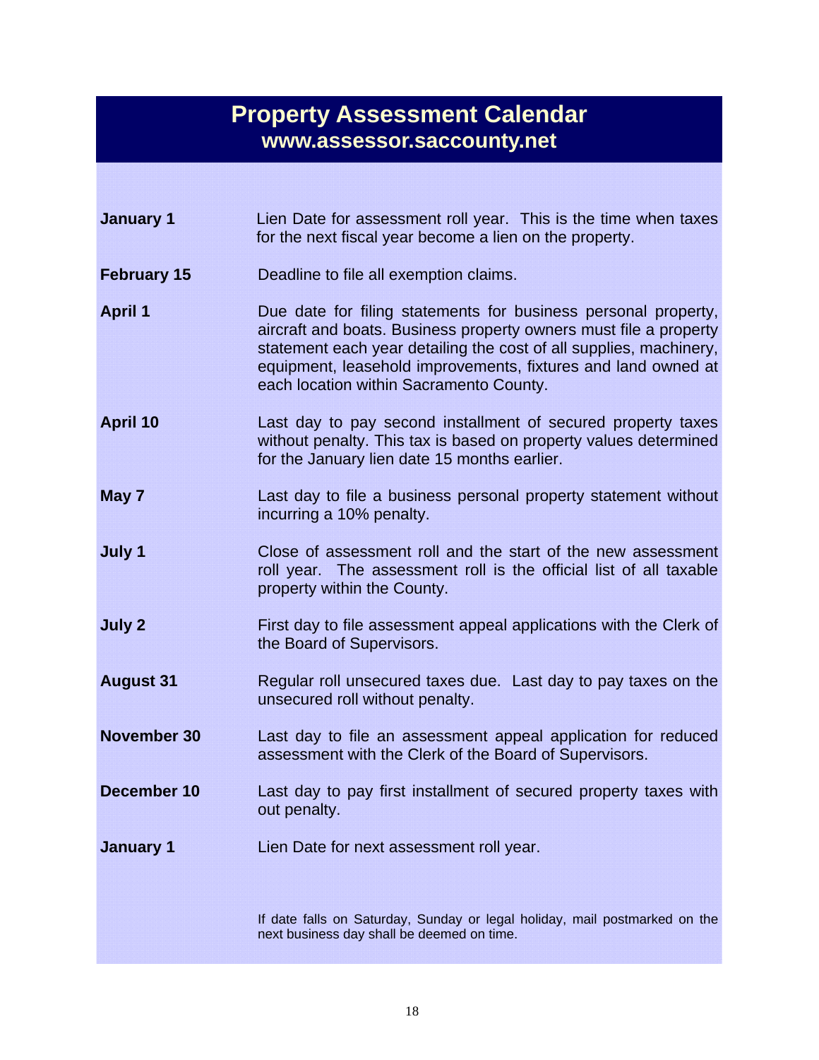# Property Assessment Calendar

## www.assessor.saccounty.net

| | |
|---|---|
| **January 1** | Lien Date for assessment roll year. This is the time when taxes for the next fiscal year become a lien on the property. |
| **February 15** | Deadline to file all exemption claims. |
| **April 1** | Due date for filing statements for business personal property, aircraft and boats. Business property owners must file a property statement each year detailing the cost of all supplies, machinery, equipment, leasehold improvements, fixtures and land owned at each location within Sacramento County. |
| **April 10** | Last day to pay second installment of secured property taxes without penalty. This tax is based on property values determined for the January lien date 15 months earlier. |
| **May 7** | Last day to file a business personal property statement without incurring a 10% penalty. |
| **July 1** | Close of assessment roll and the start of the new assessment roll year. The assessment roll is the official list of all taxable property within the County. |
| **July 2** | First day to file assessment appeal applications with the Clerk of the Board of Supervisors. |
| **August 31** | Regular roll unsecured taxes due. Last day to pay taxes on the unsecured roll without penalty. |
| **November 30** | Last day to file an assessment appeal application for reduced assessment with the Clerk of the Board of Supervisors. |
| **December 10** | Last day to pay first installment of secured property taxes with out penalty. |
| **January 1** | Lien Date for next assessment roll year. |

If date falls on Saturday, Sunday or legal holiday, mail postmarked on the next business day shall be deemed on time.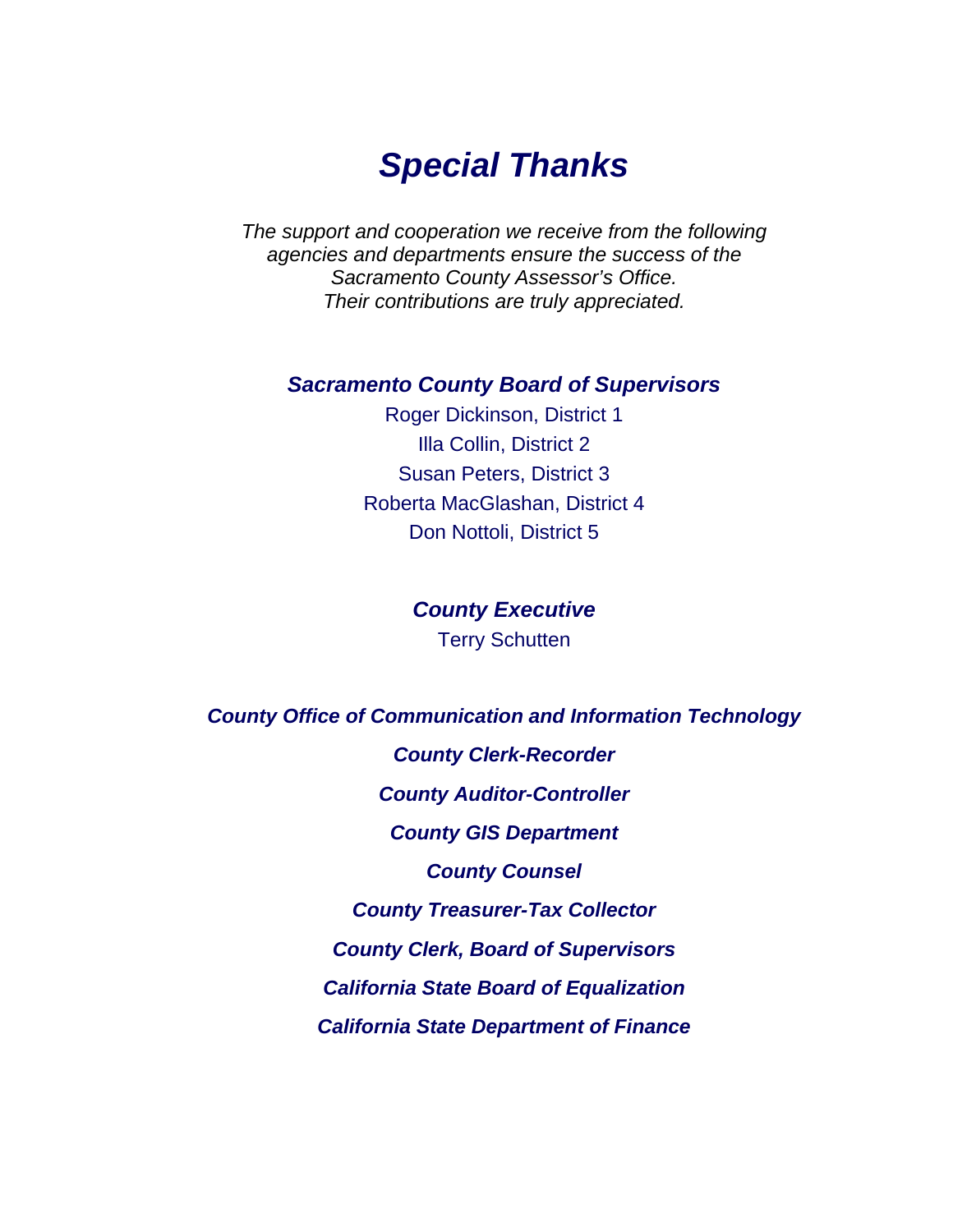# *Special Thanks*

*The support and cooperation we receive from the following agencies and departments ensure the success of the Sacramento County Assessor's Office. Their contributions are truly appreciated.*

### ***Sacramento County Board of Supervisors***

Roger Dickinson, District 1
Illa Collin, District 2
Susan Peters, District 3
Roberta MacGlashan, District 4
Don Nottoli, District 5

### ***County Executive***

Terry Schutten

***County Office of Communication and Information Technology***

***County Clerk-Recorder***

***County Auditor-Controller***

***County GIS Department***

***County Counsel***

***County Treasurer-Tax Collector***

***County Clerk, Board of Supervisors***

***California State Board of Equalization***

***California State Department of Finance***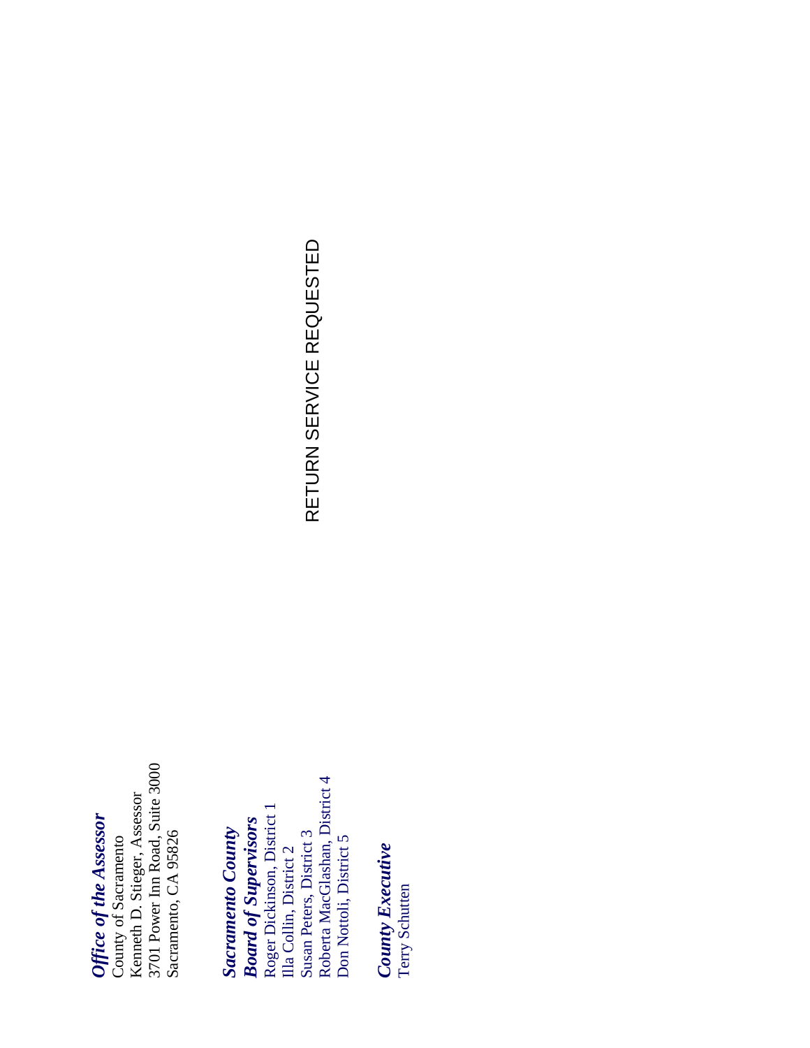***Office of the Assessor***
County of Sacramento
Kenneth D. Stieger, Assessor
3701 Power Inn Road, Suite 3000
Sacramento, CA 95826

***Sacramento County Board of Supervisors***
Roger Dickinson, District 1
Illa Collin, District 2
Susan Peters, District 3
Roberta MacGlashan, District 4
Don Nottoli, District 5

***County Executive***
Terry Schutten

RETURN SERVICE REQUESTED